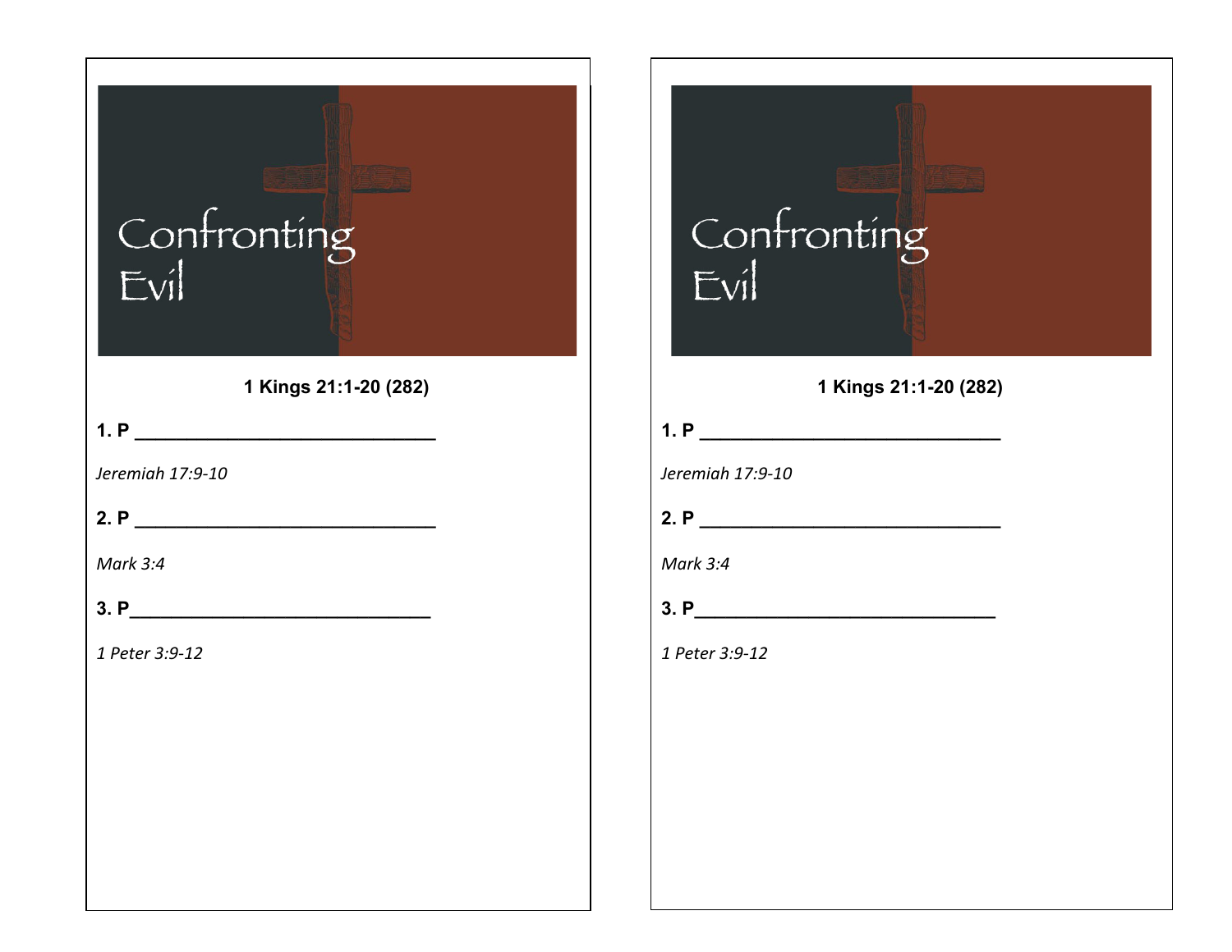Confronting Evil

**1 Kings 21:1-20 (282)**

**1. P ______________________________**

*Jeremiah 17:9-10*

**2. P ______________________________**

*Mark 3:4*

**3. P______________________________**

*1 Peter 3:9-12*

Confronting Evil

**1 Kings 21:1-20 (282)**

**1. P ______________________________**

*Jeremiah 17:9-10*

**2. P ______________________________**

*Mark 3:4*

**3. P______________________________**

*1 Peter 3:9-12*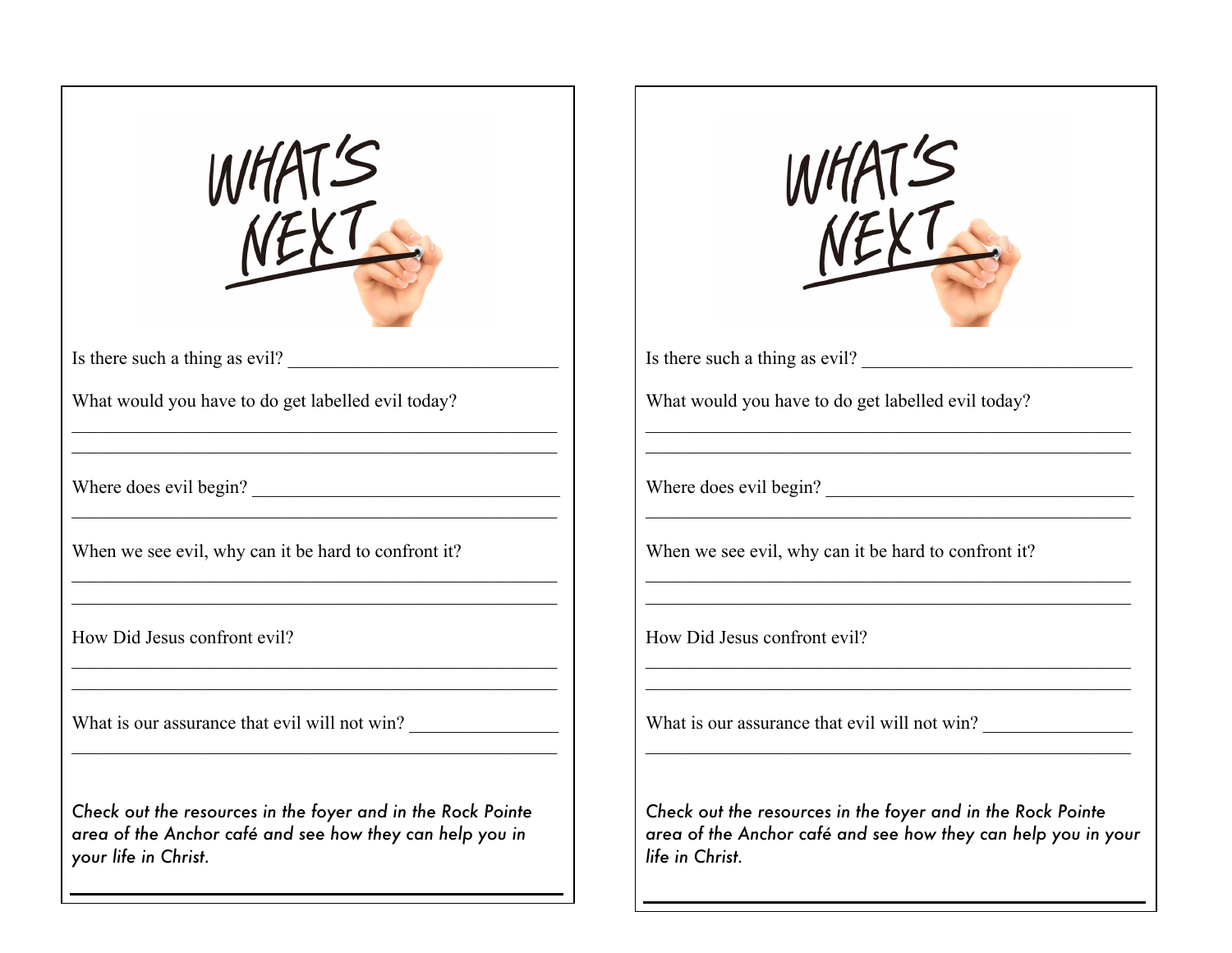WHAT'S NEXT

Is there such a thing as evil? ____________________________

What would you have to do get labelled evil today?

__________________________________________________

__________________________________________________

Where does evil begin? _________________________________

__________________________________________________

When we see evil, why can it be hard to confront it?

__________________________________________________

__________________________________________________

How Did Jesus confront evil?

__________________________________________________

__________________________________________________

What is our assurance that evil will not win? _______________

__________________________________________________

*Check out the resources in the foyer and in the Rock Pointe area of the Anchor café and see how they can help you in your life in Christ.*

WHAT'S NEXT

Is there such a thing as evil? ____________________________

What would you have to do get labelled evil today?

__________________________________________________

__________________________________________________

Where does evil begin? _________________________________

__________________________________________________

When we see evil, why can it be hard to confront it?

__________________________________________________

__________________________________________________

How Did Jesus confront evil?

__________________________________________________

__________________________________________________

What is our assurance that evil will not win? _______________

__________________________________________________

*Check out the resources in the foyer and in the Rock Pointe area of the Anchor café and see how they can help you in your life in Christ.*